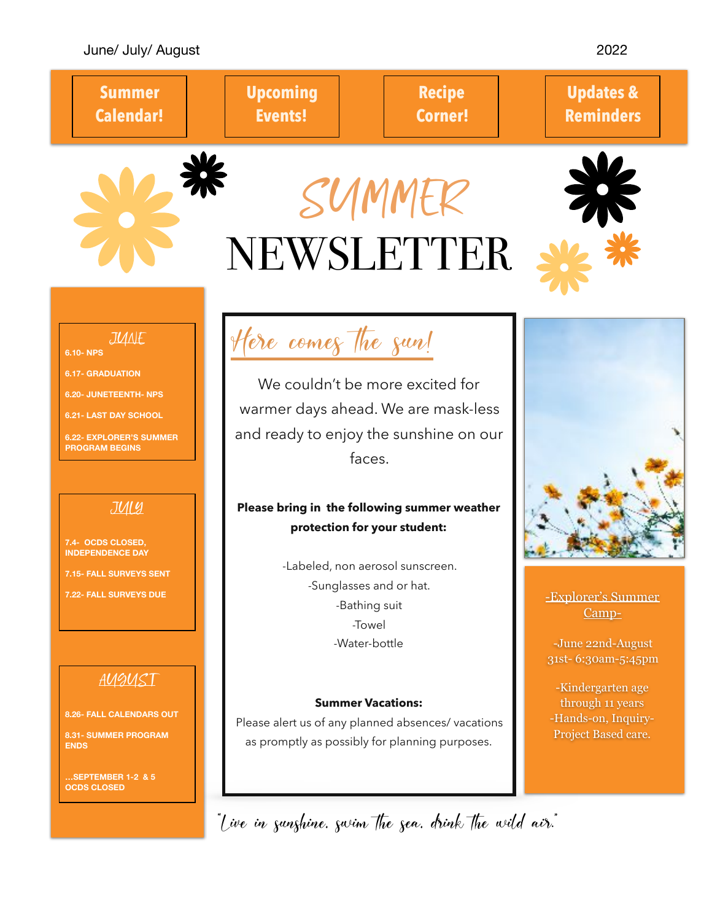June/ July/ August 2022

**Summer Calendar!** | **Upcoming Events!** | **Recipe Corner!** | **Updates & Reminders**

# SUMMER NEWSLETTER

## JUNE

- 6.10- NPS
- 6.17- GRADUATION
- 6.20- JUNETEENTH- NPS
- 6.21- LAST DAY SCHOOL
- 6.22- EXPLORER'S SUMMER PROGRAM BEGINS

## JULY

- 7.4- OCDS CLOSED, INDEPENDENCE DAY
- 7.15- FALL SURVEYS SENT
- 7.22- FALL SURVEYS DUE

## AUGUST

- 8.26- FALL CALENDARS OUT
- 8.31- SUMMER PROGRAM ENDS
- ...SEPTEMBER 1-2 & 5 OCDS CLOSED

## Here comes the sun!

We couldn't be more excited for warmer days ahead. We are mask-less and ready to enjoy the sunshine on our faces.

**Please bring in the following summer weather protection for your student:**

-Labeled, non aerosol sunscreen.
-Sunglasses and or hat.
-Bathing suit
-Towel
-Water-bottle

**Summer Vacations:**

Please alert us of any planned absences/ vacations as promptly as possibly for planning purposes.

### -Explorer's Summer Camp-

-June 22nd-August 31st- 6:30am-5:45pm

-Kindergarten age through 11 years
-Hands-on, Inquiry-Project Based care.

*"Live in sunshine, swim the sea, drink the wild air."*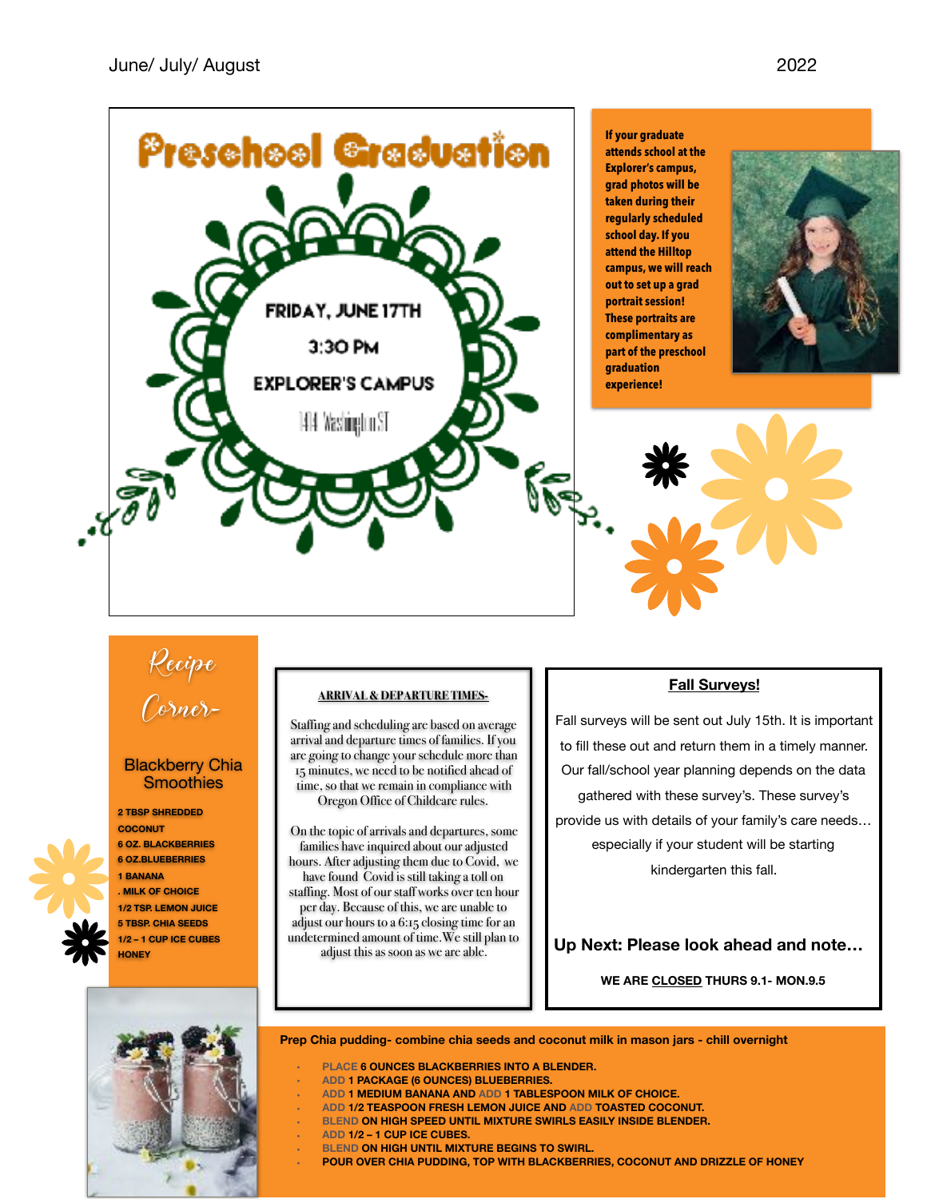June/ July/ August 2022

# Preschool Graduation

FRIDAY, JUNE 17TH

3:30 PM

EXPLORER'S CAMPUS

1414 Washington ST

**If your graduate attends school at the Explorer's campus, grad photos will be taken during their regularly scheduled school day. If you attend the Hilltop campus, we will reach out to set up a grad portrait session! These portraits are complimentary as part of the preschool graduation experience!**

## Recipe Corner-

### Blackberry Chia Smoothies

**2 TBSP SHREDDED COCONUT**
**6 OZ. BLACKBERRIES**
**6 OZ.BLUEBERRIES**
**1 BANANA**
**. MILK OF CHOICE**
**1/2 TSP. LEMON JUICE**
**5 TBSP. CHIA SEEDS**
**1/2 – 1 CUP ICE CUBES**
**HONEY**

**Prep Chia pudding- combine chia seeds and coconut milk in mason jars - chill overnight**

- PLACE **6 OUNCES BLACKBERRIES INTO A BLENDER.**
- ADD **1 PACKAGE (6 OUNCES) BLUEBERRIES.**
- ADD **1 MEDIUM BANANA AND** ADD **1 TABLESPOON MILK OF CHOICE.**
- ADD **1/2 TEASPOON FRESH LEMON JUICE AND** ADD **TOASTED COCONUT.**
- BLEND **ON HIGH SPEED UNTIL MIXTURE SWIRLS EASILY INSIDE BLENDER.**
- ADD **1/2 – 1 CUP ICE CUBES.**
- BLEND **ON HIGH UNTIL MIXTURE BEGINS TO SWIRL.**
- **POUR OVER CHIA PUDDING, TOP WITH BLACKBERRIES, COCONUT AND DRIZZLE OF HONEY**

## ARRIVAL & DEPARTURE TIMES-

Staffing and scheduling are based on average arrival and departure times of families. If you are going to change your schedule more than 15 minutes, we need to be notified ahead of time, so that we remain in compliance with Oregon Office of Childcare rules.

On the topic of arrivals and departures, some families have inquired about our adjusted hours. After adjusting them due to Covid, we have found Covid is still taking a toll on staffing. Most of our staff works over ten hour per day. Because of this, we are unable to adjust our hours to a 6:15 closing time for an undetermined amount of time. We still plan to adjust this as soon as we are able.

## Fall Surveys!

Fall surveys will be sent out July 15th. It is important to fill these out and return them in a timely manner. Our fall/school year planning depends on the data gathered with these survey's. These survey's provide us with details of your family's care needs… especially if your student will be starting kindergarten this fall.

### Up Next: Please look ahead and note…

**WE ARE CLOSED THURS 9.1- MON.9.5**